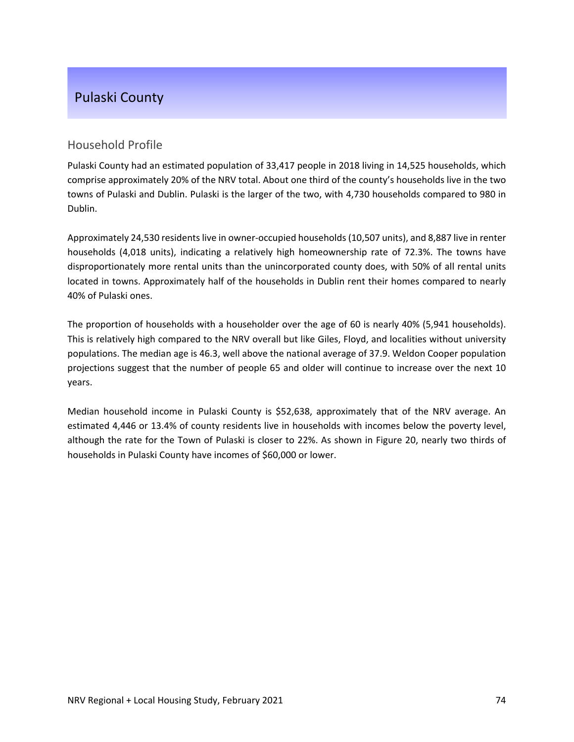# Pulaski County

## Household Profile

Pulaski County had an estimated population of 33,417 people in 2018 living in 14,525 households, which comprise approximately 20% of the NRV total. About one third of the county's households live in the two towns of Pulaski and Dublin. Pulaski is the larger of the two, with 4,730 households compared to 980 in Dublin.

Approximately 24,530 residents live in owner-occupied households (10,507 units), and 8,887 live in renter households (4,018 units), indicating a relatively high homeownership rate of 72.3%. The towns have disproportionately more rental units than the unincorporated county does, with 50% of all rental units located in towns. Approximately half of the households in Dublin rent their homes compared to nearly 40% of Pulaski ones.

The proportion of households with a householder over the age of 60 is nearly 40% (5,941 households). This is relatively high compared to the NRV overall but like Giles, Floyd, and localities without university populations. The median age is 46.3, well above the national average of 37.9. Weldon Cooper population projections suggest that the number of people 65 and older will continue to increase over the next 10 years.

Median household income in Pulaski County is $52,638, approximately that of the NRV average. An estimated 4,446 or 13.4% of county residents live in households with incomes below the poverty level, although the rate for the Town of Pulaski is closer to 22%. As shown in Figure 20, nearly two thirds of households in Pulaski County have incomes of $60,000 or lower.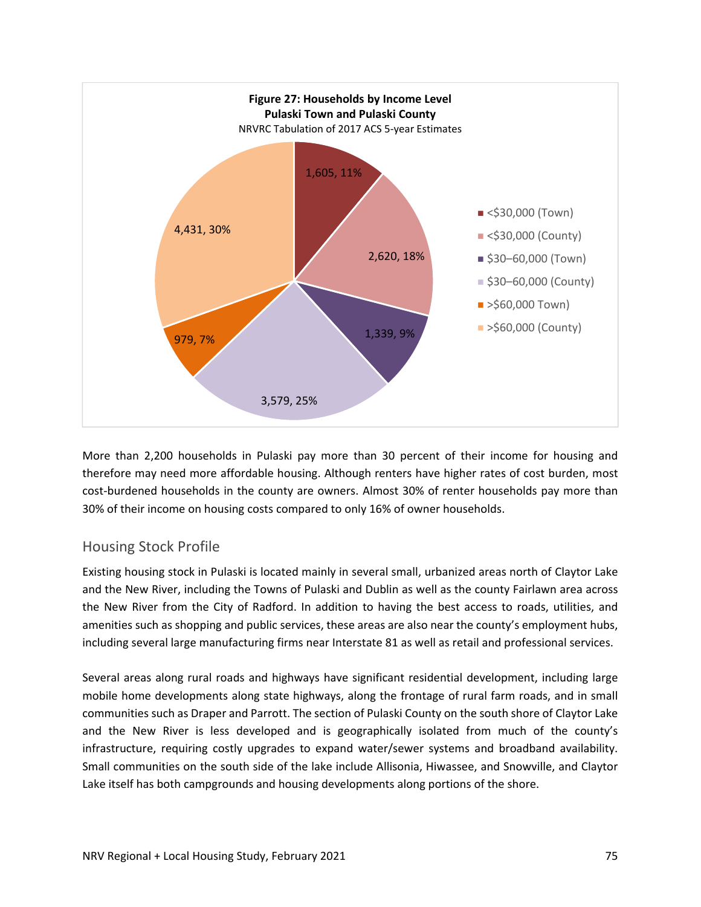**Figure 27: Households by Income Level**
**Pulaski Town and Pulaski County**
NRVRC Tabulation of 2017 ACS 5-year Estimates

| Income Level | Households | Percent |
|---|---|---|
| <$30,000 (Town) | 1,605 | 11% |
| <$30,000 (County) | 2,620 | 18% |
| $30–60,000 (Town) | 1,339 | 9% |
| $30–60,000 (County) | 3,579 | 25% |
| >$60,000 Town) | 979 | 7% |
| >$60,000 (County) | 4,431 | 30% |

More than 2,200 households in Pulaski pay more than 30 percent of their income for housing and therefore may need more affordable housing. Although renters have higher rates of cost burden, most cost-burdened households in the county are owners. Almost 30% of renter households pay more than 30% of their income on housing costs compared to only 16% of owner households.

## Housing Stock Profile

Existing housing stock in Pulaski is located mainly in several small, urbanized areas north of Claytor Lake and the New River, including the Towns of Pulaski and Dublin as well as the county Fairlawn area across the New River from the City of Radford. In addition to having the best access to roads, utilities, and amenities such as shopping and public services, these areas are also near the county's employment hubs, including several large manufacturing firms near Interstate 81 as well as retail and professional services.

Several areas along rural roads and highways have significant residential development, including large mobile home developments along state highways, along the frontage of rural farm roads, and in small communities such as Draper and Parrott. The section of Pulaski County on the south shore of Claytor Lake and the New River is less developed and is geographically isolated from much of the county's infrastructure, requiring costly upgrades to expand water/sewer systems and broadband availability. Small communities on the south side of the lake include Allisonia, Hiwassee, and Snowville, and Claytor Lake itself has both campgrounds and housing developments along portions of the shore.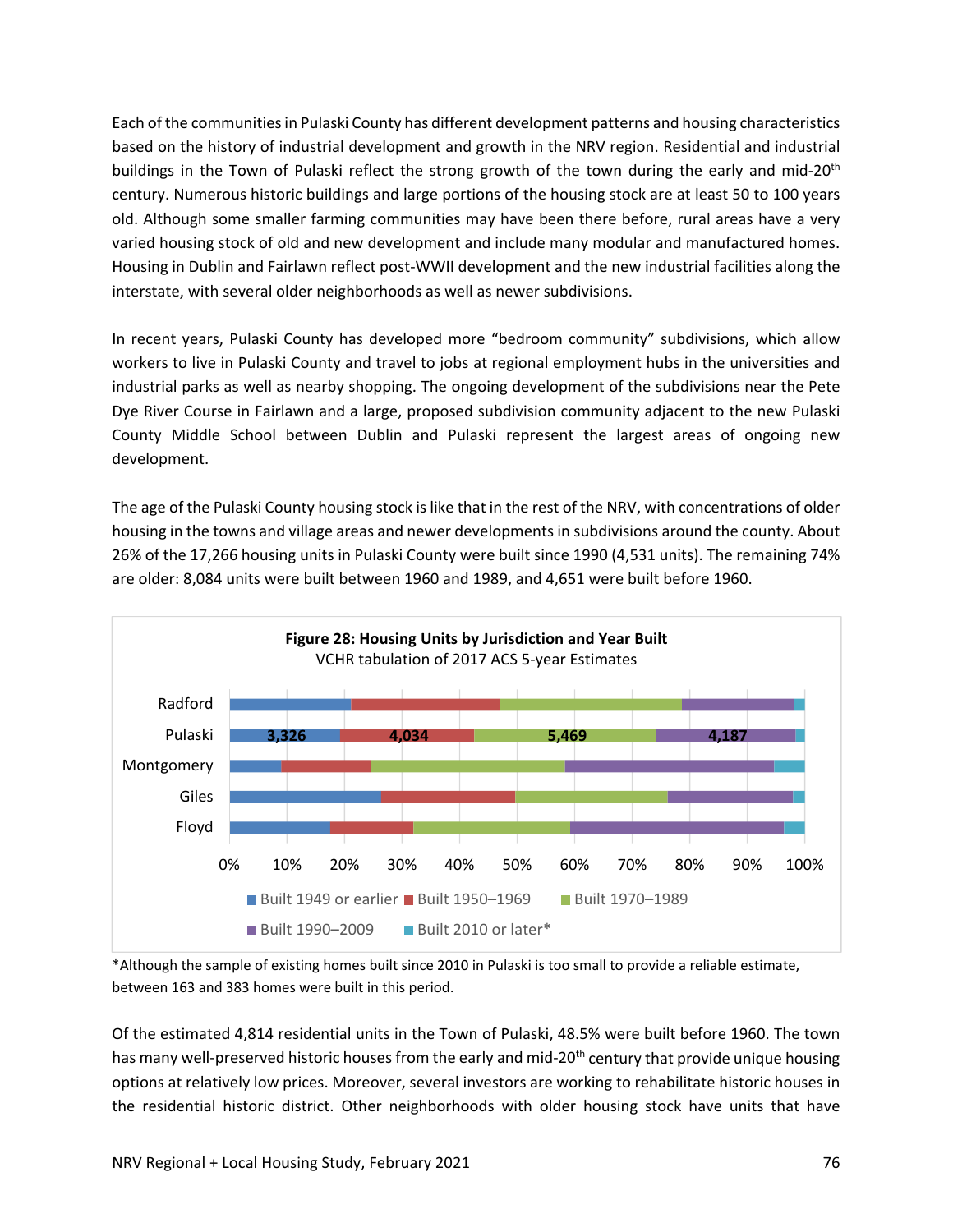Each of the communities in Pulaski County has different development patterns and housing characteristics based on the history of industrial development and growth in the NRV region. Residential and industrial buildings in the Town of Pulaski reflect the strong growth of the town during the early and mid-20th century. Numerous historic buildings and large portions of the housing stock are at least 50 to 100 years old. Although some smaller farming communities may have been there before, rural areas have a very varied housing stock of old and new development and include many modular and manufactured homes. Housing in Dublin and Fairlawn reflect post-WWII development and the new industrial facilities along the interstate, with several older neighborhoods as well as newer subdivisions.

In recent years, Pulaski County has developed more "bedroom community" subdivisions, which allow workers to live in Pulaski County and travel to jobs at regional employment hubs in the universities and industrial parks as well as nearby shopping. The ongoing development of the subdivisions near the Pete Dye River Course in Fairlawn and a large, proposed subdivision community adjacent to the new Pulaski County Middle School between Dublin and Pulaski represent the largest areas of ongoing new development.

The age of the Pulaski County housing stock is like that in the rest of the NRV, with concentrations of older housing in the towns and village areas and newer developments in subdivisions around the county. About 26% of the 17,266 housing units in Pulaski County were built since 1990 (4,531 units). The remaining 74% are older: 8,084 units were built between 1960 and 1989, and 4,651 were built before 1960.

**Figure 28: Housing Units by Jurisdiction and Year Built**
VCHR tabulation of 2017 ACS 5-year Estimates

| Jurisdiction | Built 1949 or earlier | Built 1950–1969 | Built 1970–1989 | Built 1990–2009 | Built 2010 or later* |
|---|---|---|---|---|---|
| Radford | | | | | |
| Pulaski | 3,326 | 4,034 | 5,469 | 4,187 | |
| Montgomery | | | | | |
| Giles | | | | | |
| Floyd | | | | | |

*Although the sample of existing homes built since 2010 in Pulaski is too small to provide a reliable estimate, between 163 and 383 homes were built in this period.

Of the estimated 4,814 residential units in the Town of Pulaski, 48.5% were built before 1960. The town has many well-preserved historic houses from the early and mid-20th century that provide unique housing options at relatively low prices. Moreover, several investors are working to rehabilitate historic houses in the residential historic district. Other neighborhoods with older housing stock have units that have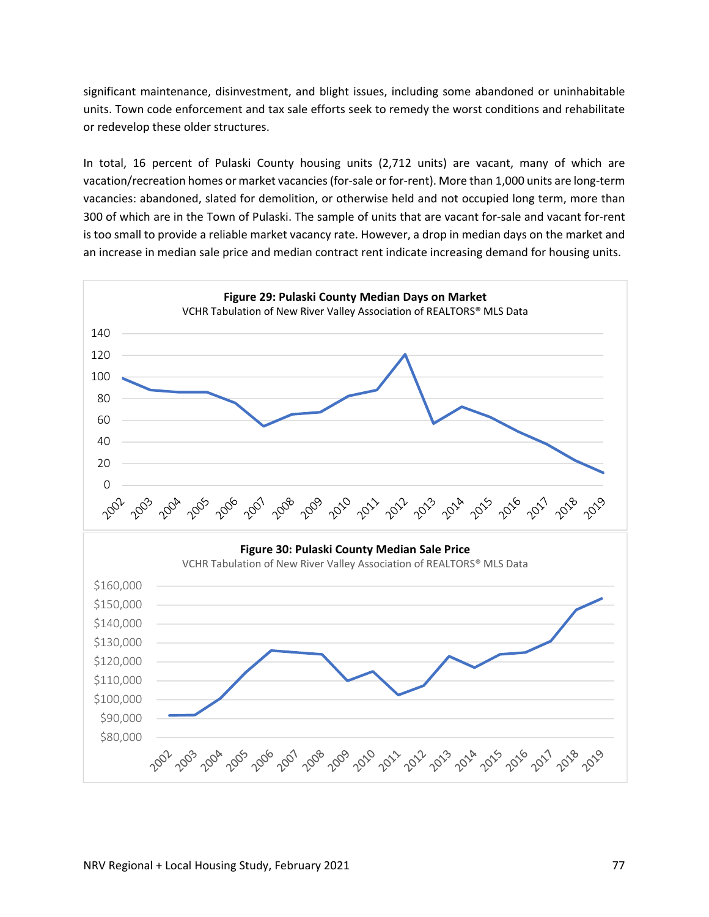significant maintenance, disinvestment, and blight issues, including some abandoned or uninhabitable units. Town code enforcement and tax sale efforts seek to remedy the worst conditions and rehabilitate or redevelop these older structures.

In total, 16 percent of Pulaski County housing units (2,712 units) are vacant, many of which are vacation/recreation homes or market vacancies (for-sale or for-rent). More than 1,000 units are long-term vacancies: abandoned, slated for demolition, or otherwise held and not occupied long term, more than 300 of which are in the Town of Pulaski. The sample of units that are vacant for-sale and vacant for-rent is too small to provide a reliable market vacancy rate. However, a drop in median days on the market and an increase in median sale price and median contract rent indicate increasing demand for housing units.

**Figure 29: Pulaski County Median Days on Market**

VCHR Tabulation of New River Valley Association of REALTORS® MLS Data

**Figure 30: Pulaski County Median Sale Price**

VCHR Tabulation of New River Valley Association of REALTORS® MLS Data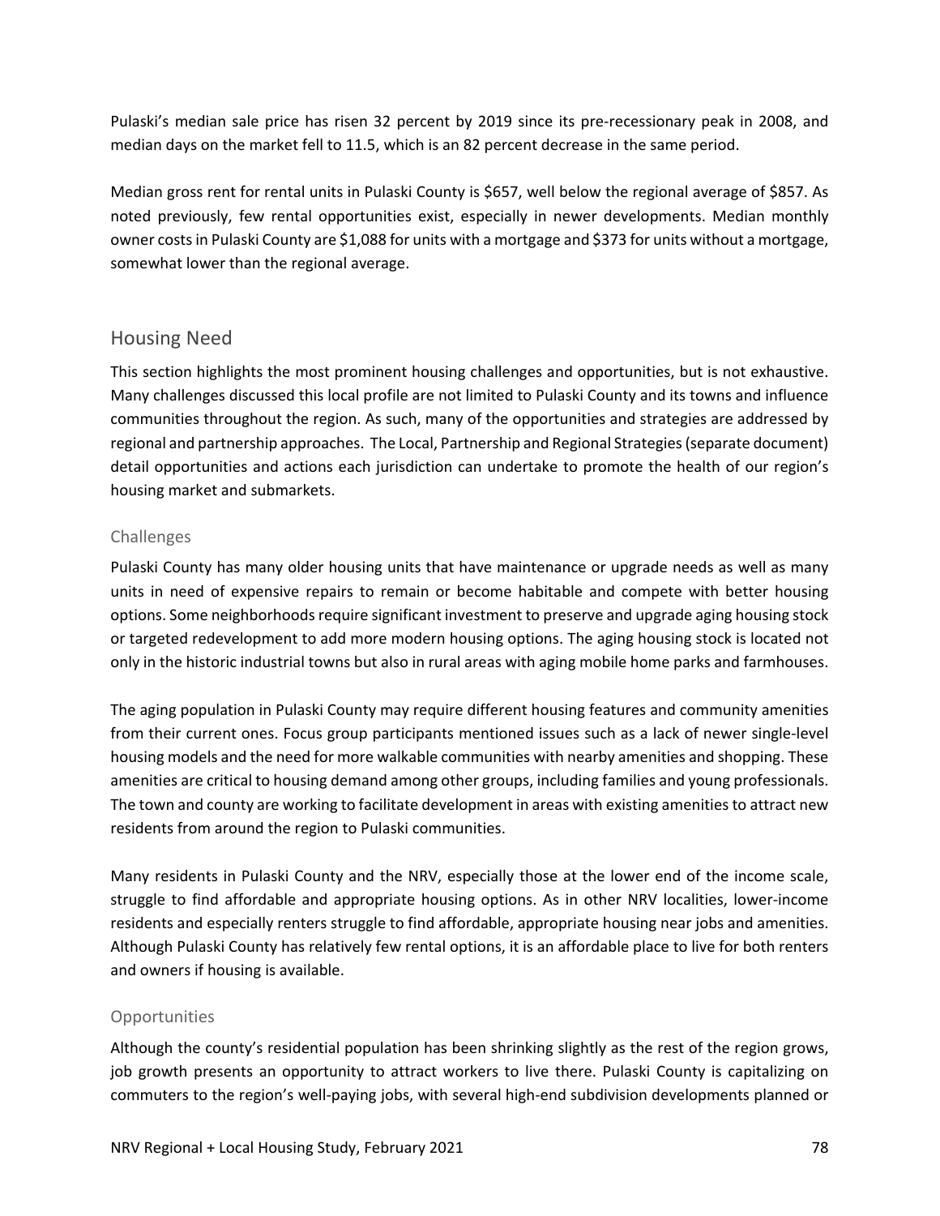Pulaski's median sale price has risen 32 percent by 2019 since its pre-recessionary peak in 2008, and median days on the market fell to 11.5, which is an 82 percent decrease in the same period.

Median gross rent for rental units in Pulaski County is $657, well below the regional average of $857. As noted previously, few rental opportunities exist, especially in newer developments. Median monthly owner costs in Pulaski County are $1,088 for units with a mortgage and $373 for units without a mortgage, somewhat lower than the regional average.

## Housing Need

This section highlights the most prominent housing challenges and opportunities, but is not exhaustive. Many challenges discussed this local profile are not limited to Pulaski County and its towns and influence communities throughout the region. As such, many of the opportunities and strategies are addressed by regional and partnership approaches. The Local, Partnership and Regional Strategies (separate document) detail opportunities and actions each jurisdiction can undertake to promote the health of our region's housing market and submarkets.

### Challenges

Pulaski County has many older housing units that have maintenance or upgrade needs as well as many units in need of expensive repairs to remain or become habitable and compete with better housing options. Some neighborhoods require significant investment to preserve and upgrade aging housing stock or targeted redevelopment to add more modern housing options. The aging housing stock is located not only in the historic industrial towns but also in rural areas with aging mobile home parks and farmhouses.

The aging population in Pulaski County may require different housing features and community amenities from their current ones. Focus group participants mentioned issues such as a lack of newer single-level housing models and the need for more walkable communities with nearby amenities and shopping. These amenities are critical to housing demand among other groups, including families and young professionals. The town and county are working to facilitate development in areas with existing amenities to attract new residents from around the region to Pulaski communities.

Many residents in Pulaski County and the NRV, especially those at the lower end of the income scale, struggle to find affordable and appropriate housing options. As in other NRV localities, lower-income residents and especially renters struggle to find affordable, appropriate housing near jobs and amenities. Although Pulaski County has relatively few rental options, it is an affordable place to live for both renters and owners if housing is available.

### Opportunities

Although the county's residential population has been shrinking slightly as the rest of the region grows, job growth presents an opportunity to attract workers to live there. Pulaski County is capitalizing on commuters to the region's well-paying jobs, with several high-end subdivision developments planned or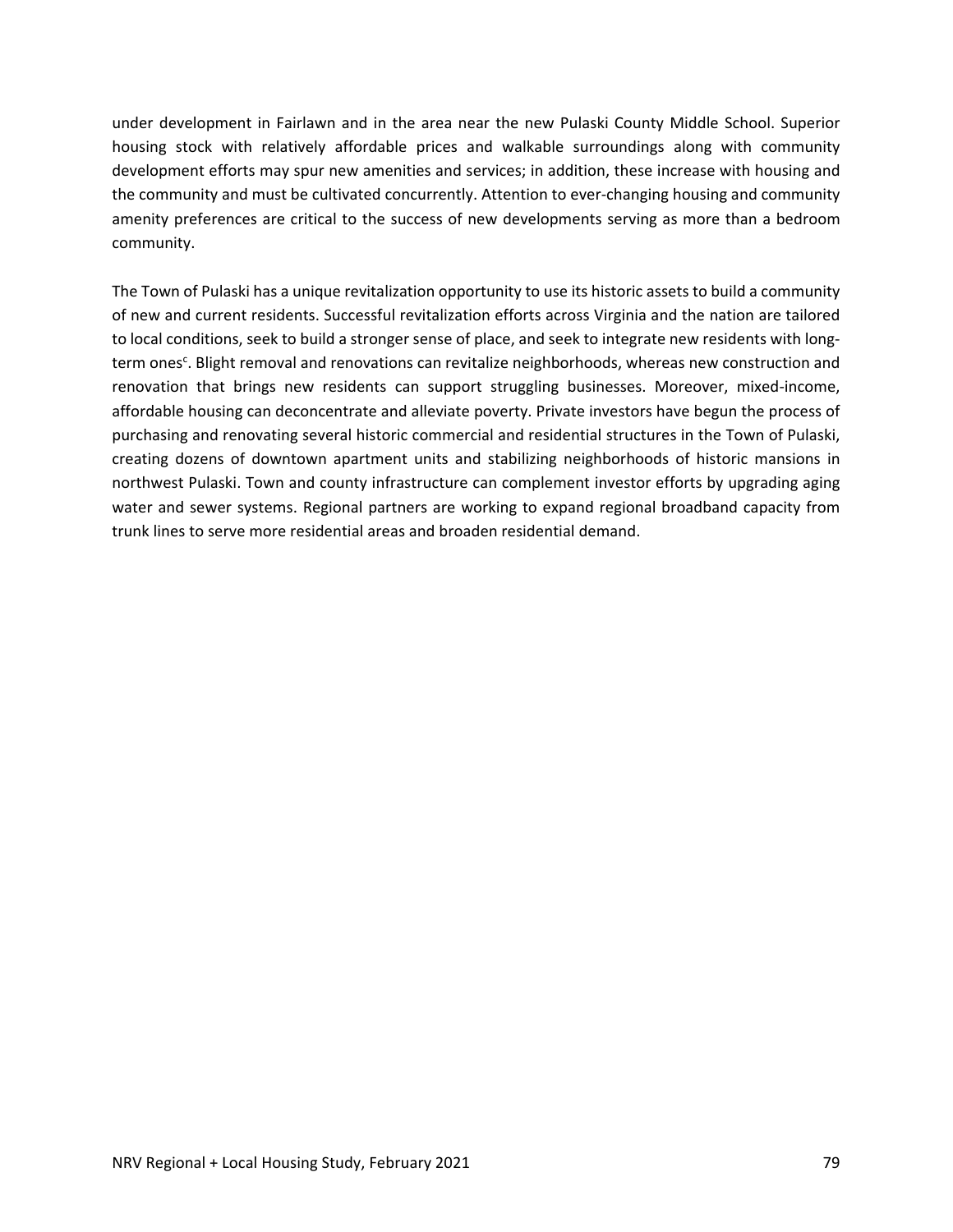under development in Fairlawn and in the area near the new Pulaski County Middle School. Superior housing stock with relatively affordable prices and walkable surroundings along with community development efforts may spur new amenities and services; in addition, these increase with housing and the community and must be cultivated concurrently. Attention to ever-changing housing and community amenity preferences are critical to the success of new developments serving as more than a bedroom community.

The Town of Pulaski has a unique revitalization opportunity to use its historic assets to build a community of new and current residents. Successful revitalization efforts across Virginia and the nation are tailored to local conditions, seek to build a stronger sense of place, and seek to integrate new residents with long-term ones[c]. Blight removal and renovations can revitalize neighborhoods, whereas new construction and renovation that brings new residents can support struggling businesses. Moreover, mixed-income, affordable housing can deconcentrate and alleviate poverty. Private investors have begun the process of purchasing and renovating several historic commercial and residential structures in the Town of Pulaski, creating dozens of downtown apartment units and stabilizing neighborhoods of historic mansions in northwest Pulaski. Town and county infrastructure can complement investor efforts by upgrading aging water and sewer systems. Regional partners are working to expand regional broadband capacity from trunk lines to serve more residential areas and broaden residential demand.